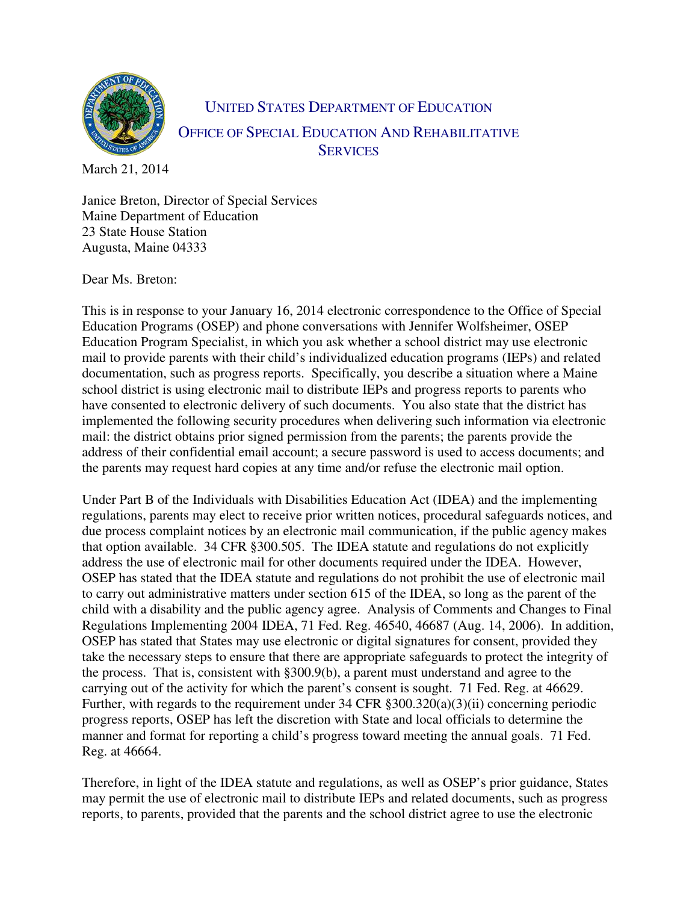UNITED STATES DEPARTMENT OF EDUCATION

OFFICE OF SPECIAL EDUCATION AND REHABILITATIVE SERVICES

March 21, 2014

Janice Breton, Director of Special Services
Maine Department of Education
23 State House Station
Augusta, Maine 04333

Dear Ms. Breton:

This is in response to your January 16, 2014 electronic correspondence to the Office of Special Education Programs (OSEP) and phone conversations with Jennifer Wolfsheimer, OSEP Education Program Specialist, in which you ask whether a school district may use electronic mail to provide parents with their child's individualized education programs (IEPs) and related documentation, such as progress reports. Specifically, you describe a situation where a Maine school district is using electronic mail to distribute IEPs and progress reports to parents who have consented to electronic delivery of such documents. You also state that the district has implemented the following security procedures when delivering such information via electronic mail: the district obtains prior signed permission from the parents; the parents provide the address of their confidential email account; a secure password is used to access documents; and the parents may request hard copies at any time and/or refuse the electronic mail option.

Under Part B of the Individuals with Disabilities Education Act (IDEA) and the implementing regulations, parents may elect to receive prior written notices, procedural safeguards notices, and due process complaint notices by an electronic mail communication, if the public agency makes that option available. 34 CFR §300.505. The IDEA statute and regulations do not explicitly address the use of electronic mail for other documents required under the IDEA. However, OSEP has stated that the IDEA statute and regulations do not prohibit the use of electronic mail to carry out administrative matters under section 615 of the IDEA, so long as the parent of the child with a disability and the public agency agree. Analysis of Comments and Changes to Final Regulations Implementing 2004 IDEA, 71 Fed. Reg. 46540, 46687 (Aug. 14, 2006). In addition, OSEP has stated that States may use electronic or digital signatures for consent, provided they take the necessary steps to ensure that there are appropriate safeguards to protect the integrity of the process. That is, consistent with §300.9(b), a parent must understand and agree to the carrying out of the activity for which the parent's consent is sought. 71 Fed. Reg. at 46629. Further, with regards to the requirement under 34 CFR §300.320(a)(3)(ii) concerning periodic progress reports, OSEP has left the discretion with State and local officials to determine the manner and format for reporting a child's progress toward meeting the annual goals. 71 Fed. Reg. at 46664.

Therefore, in light of the IDEA statute and regulations, as well as OSEP's prior guidance, States may permit the use of electronic mail to distribute IEPs and related documents, such as progress reports, to parents, provided that the parents and the school district agree to use the electronic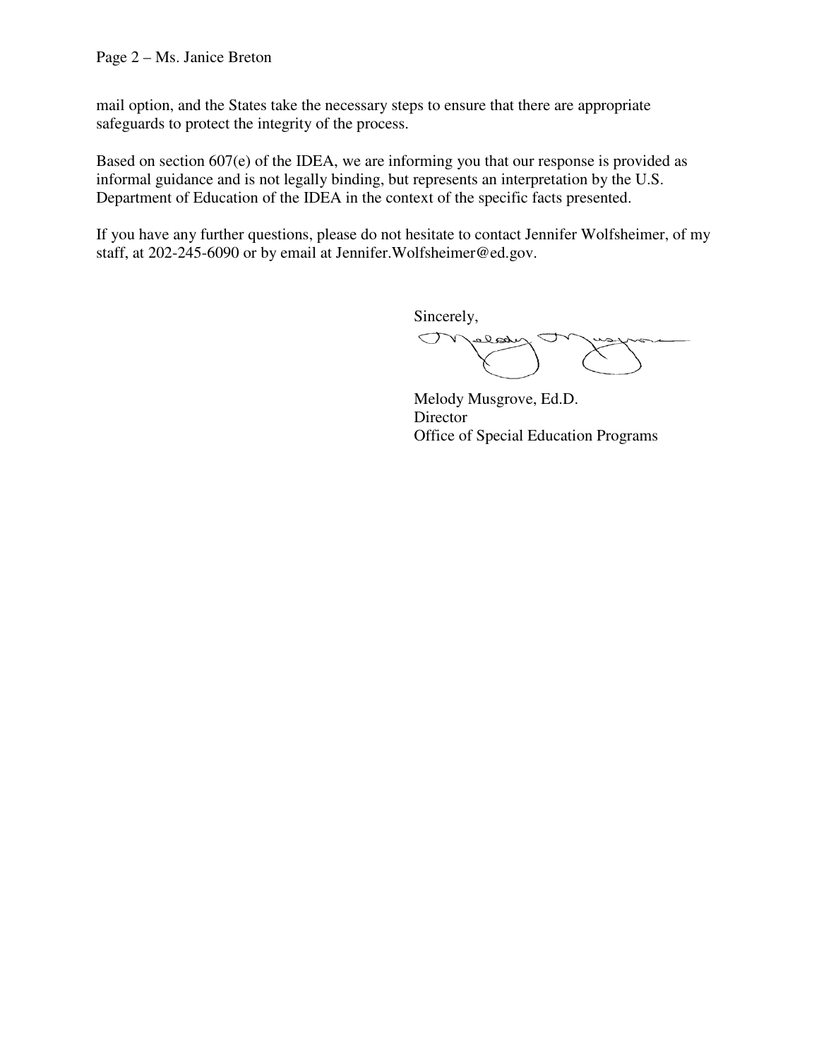mail option, and the States take the necessary steps to ensure that there are appropriate safeguards to protect the integrity of the process.

Based on section 607(e) of the IDEA, we are informing you that our response is provided as informal guidance and is not legally binding, but represents an interpretation by the U.S. Department of Education of the IDEA in the context of the specific facts presented.

If you have any further questions, please do not hesitate to contact Jennifer Wolfsheimer, of my staff, at 202-245-6090 or by email at Jennifer.Wolfsheimer@ed.gov.

Sincerely,

Melody Musgrove, Ed.D.
Director
Office of Special Education Programs